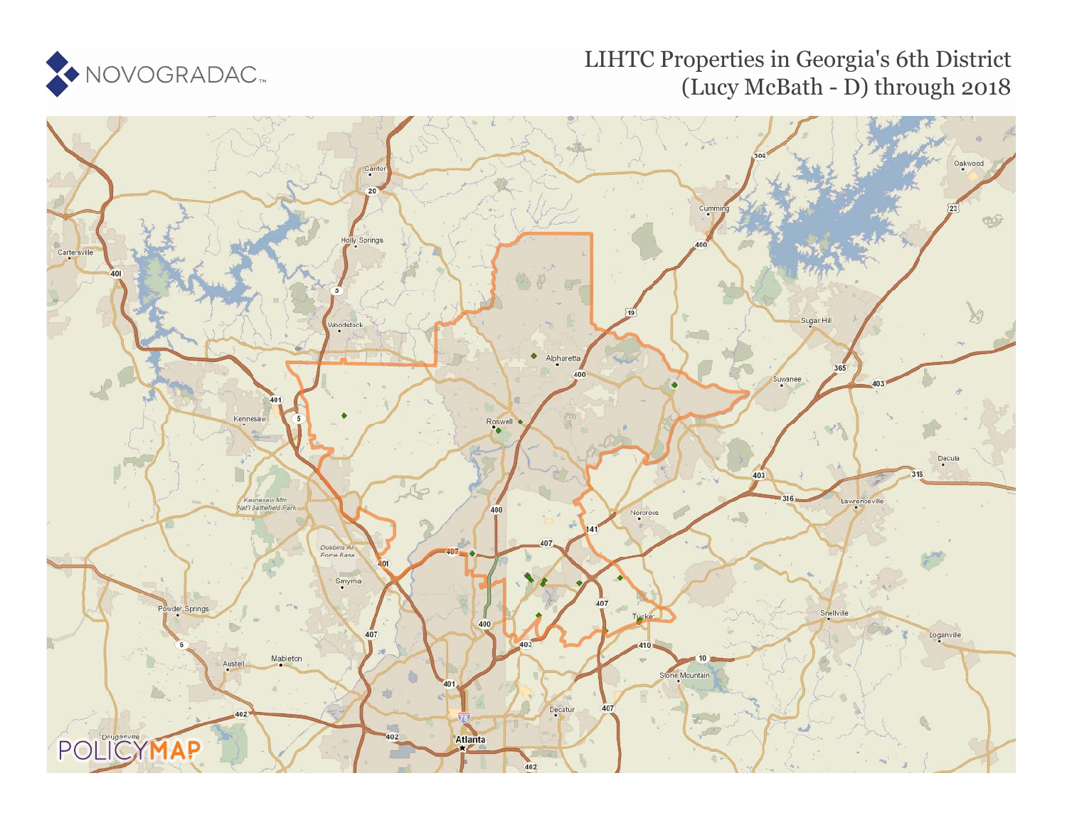NOVOGRADAC

# LIHTC Properties in Georgia's 6th District (Lucy McBath - D) through 2018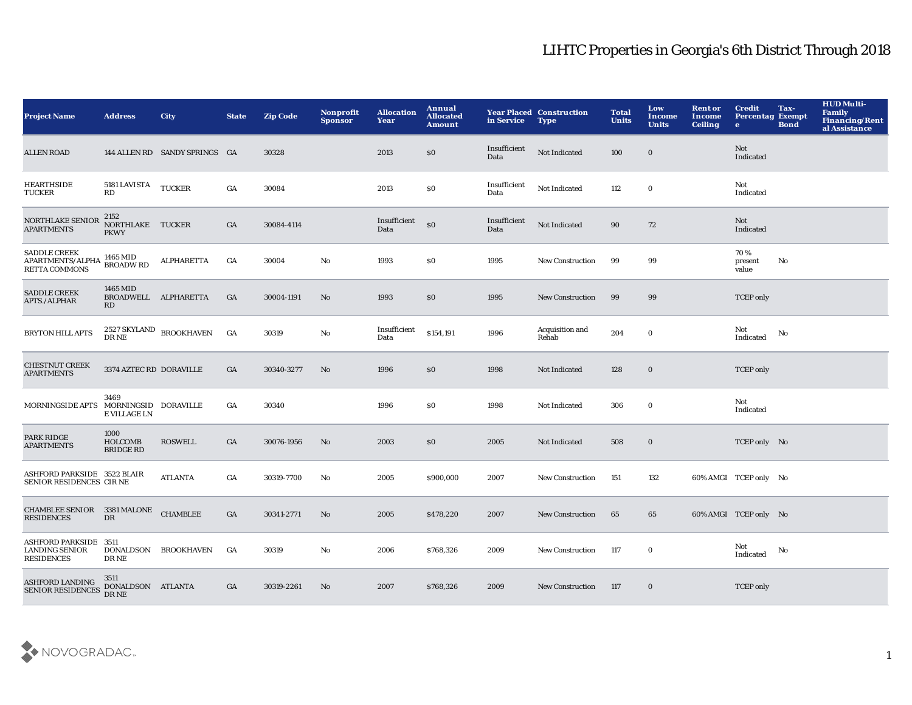# LIHTC Properties in Georgia's 6th District Through 2018

| Project Name | Address | City | State | Zip Code | Nonprofit Sponsor | Allocation Year | Annual Allocated Amount | Year Placed in Service | Construction Type | Total Units | Low Income Units | Rent or Income Ceiling | Credit Percentage | Tax-Exempt Bond | HUD Multi-Family Financing/Rental Assistance |
|---|---|---|---|---|---|---|---|---|---|---|---|---|---|---|---|
| ALLEN ROAD | 144 ALLEN RD | SANDY SPRINGS | GA | 30328 | | 2013 | $0 | Insufficient Data | Not Indicated | 100 | 0 | | Not Indicated | | |
| HEARTHSIDE TUCKER | 5181 LAVISTA RD | TUCKER | GA | 30084 | | 2013 | $0 | Insufficient Data | Not Indicated | 112 | 0 | | Not Indicated | | |
| NORTHLAKE SENIOR APARTMENTS | 2152 NORTHLAKE PKWY | TUCKER | GA | 30084-4114 | | Insufficient Data | $0 | Insufficient Data | Not Indicated | 90 | 72 | | Not Indicated | | |
| SADDLE CREEK APARTMENTS/ALPHARETTA COMMONS | 1465 MID BROADW RD | ALPHARETTA | GA | 30004 | No | 1993 | $0 | 1995 | New Construction | 99 | 99 | | 70 % present value | No | |
| SADDLE CREEK APTS./ALPHAR | 1465 MID BROADWELL RD | ALPHARETTA | GA | 30004-1191 | No | 1993 | $0 | 1995 | New Construction | 99 | 99 | | TCEP only | | |
| BRYTON HILL APTS | 2527 SKYLAND DR NE | BROOKHAVEN | GA | 30319 | No | Insufficient Data | $154,191 | 1996 | Acquisition and Rehab | 204 | 0 | | Not Indicated | No | |
| CHESTNUT CREEK APARTMENTS | 3374 AZTEC RD | DORAVILLE | GA | 30340-3277 | No | 1996 | $0 | 1998 | Not Indicated | 128 | 0 | | TCEP only | | |
| MORNINGSIDE APTS | 3469 MORNINGSIDE VILLAGE LN | DORAVILLE | GA | 30340 | | 1996 | $0 | 1998 | Not Indicated | 306 | 0 | | Not Indicated | | |
| PARK RIDGE APARTMENTS | 1000 HOLCOMB BRIDGE RD | ROSWELL | GA | 30076-1956 | No | 2003 | $0 | 2005 | Not Indicated | 508 | 0 | | TCEP only | No | |
| ASHFORD PARKSIDE SENIOR RESIDENCES | 3522 BLAIR CIR NE | ATLANTA | GA | 30319-7700 | No | 2005 | $900,000 | 2007 | New Construction | 151 | 132 | 60% AMGI | TCEP only | No | |
| CHAMBLEE SENIOR RESIDENCES | 3381 MALONE DR | CHAMBLEE | GA | 30341-2771 | No | 2005 | $478,220 | 2007 | New Construction | 65 | 65 | 60% AMGI | TCEP only | No | |
| ASHFORD PARKSIDE LANDING SENIOR RESIDENCES | 3511 DONALDSON DR NE | BROOKHAVEN | GA | 30319 | No | 2006 | $768,326 | 2009 | New Construction | 117 | 0 | | Not Indicated | No | |
| ASHFORD LANDING SENIOR RESIDENCES | 3511 DONALDSON DR NE | ATLANTA | GA | 30319-2261 | No | 2007 | $768,326 | 2009 | New Construction | 117 | 0 | | TCEP only | | |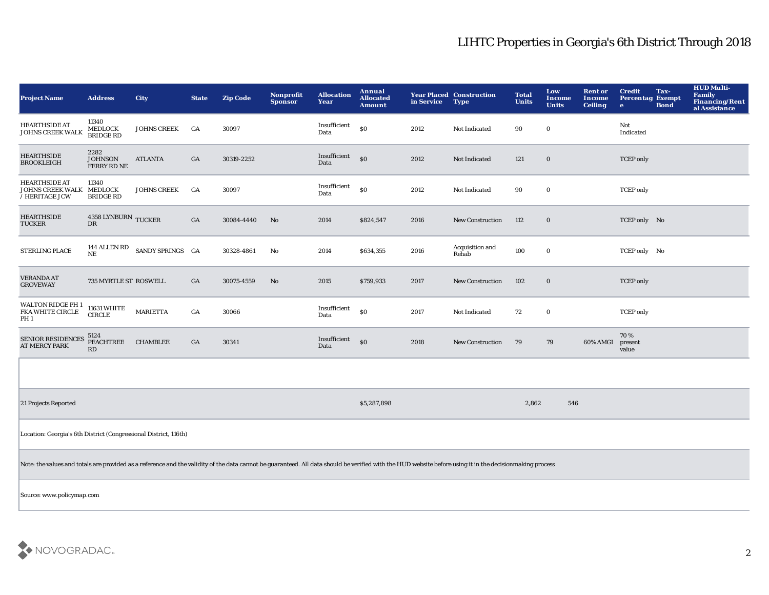# LIHTC Properties in Georgia's 6th District Through 2018

| Project Name | Address | City | State | Zip Code | Nonprofit Sponsor | Allocation Year | Annual Allocated Amount | Year Placed in Service | Construction Type | Total Units | Low Income Units | Rent or Income Ceiling | Credit Percentage | Tax-Exempt Bond | HUD Multi-Family Financing/Rental Assistance |
|---|---|---|---|---|---|---|---|---|---|---|---|---|---|---|---|
| HEARTHSIDE AT JOHNS CREEK WALK | 11340 MEDLOCK BRIDGE RD | JOHNS CREEK | GA | 30097 | | Insufficient Data | $0 | 2012 | Not Indicated | 90 | 0 | | Not Indicated | | |
| HEARTHSIDE BROOKLEIGH | 2282 JOHNSON FERRY RD NE | ATLANTA | GA | 30319-2252 | | Insufficient Data | $0 | 2012 | Not Indicated | 121 | 0 | | TCEP only | | |
| HEARTHSIDE AT JOHNS CREEK WALK / HERITAGE JCW | 11340 MEDLOCK BRIDGE RD | JOHNS CREEK | GA | 30097 | | Insufficient Data | $0 | 2012 | Not Indicated | 90 | 0 | | TCEP only | | |
| HEARTHSIDE TUCKER | 4358 LYNBURN DR | TUCKER | GA | 30084-4440 | No | 2014 | $824,547 | 2016 | New Construction | 112 | 0 | | TCEP only | No | |
| STERLING PLACE | 144 ALLEN RD NE | SANDY SPRINGS | GA | 30328-4861 | No | 2014 | $634,355 | 2016 | Acquisition and Rehab | 100 | 0 | | TCEP only | No | |
| VERANDA AT GROVEWAY | 735 MYRTLE ST | ROSWELL | GA | 30075-4559 | No | 2015 | $759,933 | 2017 | New Construction | 102 | 0 | | TCEP only | | |
| WALTON RIDGE PH 1 FKA WHITE CIRCLE PH 1 | 11631 WHITE CIRCLE | MARIETTA | GA | 30066 | | Insufficient Data | $0 | 2017 | Not Indicated | 72 | 0 | | TCEP only | | |
| SENIOR RESIDENCES AT MERCY PARK | 5124 PEACHTREE RD | CHAMBLEE | GA | 30341 | | Insufficient Data | $0 | 2018 | New Construction | 79 | 79 | 60% AMGI | 70 % present value | | |
| 21 Projects Reported | | | | | | | $5,287,898 | | | 2,862 | 546 | | | | |

Location: Georgia's 6th District (Congressional District, 116th)

Note: the values and totals are provided as a reference and the validity of the data cannot be guaranteed. All data should be verified with the HUD website before using it in the decisionmaking process

Source: www.policymap.com